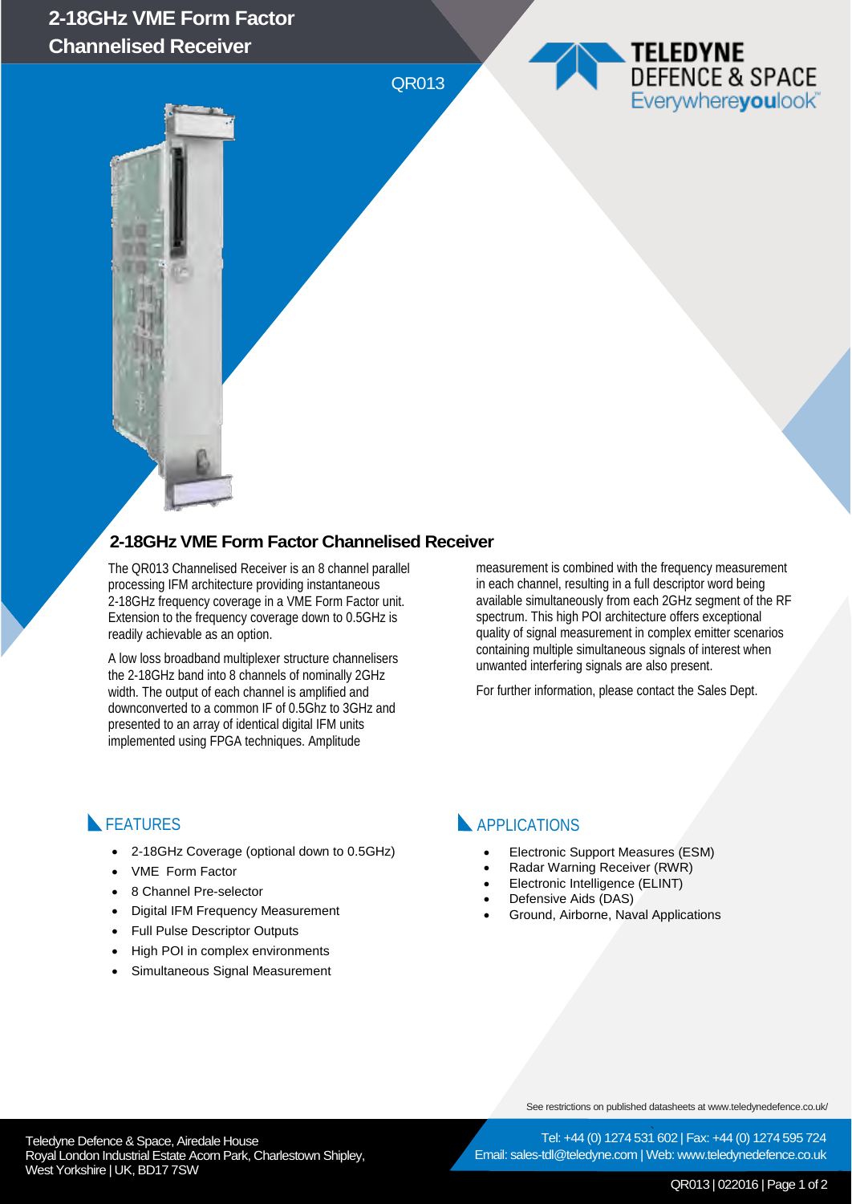# 2-18GHz VME Form Factor Channelised Receiver

QR013

TELEDYNE DEFENCE & SPACE
Everywhereyoulook

## 2-18GHz VME Form Factor Channelised Receiver

The QR013 Channelised Receiver is an 8 channel parallel processing IFM architecture providing instantaneous 2-18GHz frequency coverage in a VME Form Factor unit. Extension to the frequency coverage down to 0.5GHz is readily achievable as an option.

A low loss broadband multiplexer structure channelisers the 2-18GHz band into 8 channels of nominally 2GHz width. The output of each channel is amplified and downconverted to a common IF of 0.5Ghz to 3GHz and presented to an array of identical digital IFM units implemented using FPGA techniques. Amplitude measurement is combined with the frequency measurement in each channel, resulting in a full descriptor word being available simultaneously from each 2GHz segment of the RF spectrum. This high POI architecture offers exceptional quality of signal measurement in complex emitter scenarios containing multiple simultaneous signals of interest when unwanted interfering signals are also present.

For further information, please contact the Sales Dept.

## FEATURES

- 2-18GHz Coverage (optional down to 0.5GHz)
- VME Form Factor
- 8 Channel Pre-selector
- Digital IFM Frequency Measurement
- Full Pulse Descriptor Outputs
- High POI in complex environments
- Simultaneous Signal Measurement

## APPLICATIONS

- Electronic Support Measures (ESM)
- Radar Warning Receiver (RWR)
- Electronic Intelligence (ELINT)
- Defensive Aids (DAS)
- Ground, Airborne, Naval Applications

See restrictions on published datasheets at www.teledynedefence.co.uk/

Teledyne Defence & Space, Airedale House
Royal London Industrial Estate Acorn Park, Charlestown Shipley, West Yorkshire | UK, BD17 7SW

Tel: +44 (0) 1274 531 602 | Fax: +44 (0) 1274 595 724
Email: sales-tdl@teledyne.com | Web: www.teledynedefence.co.uk

QR013 | 022016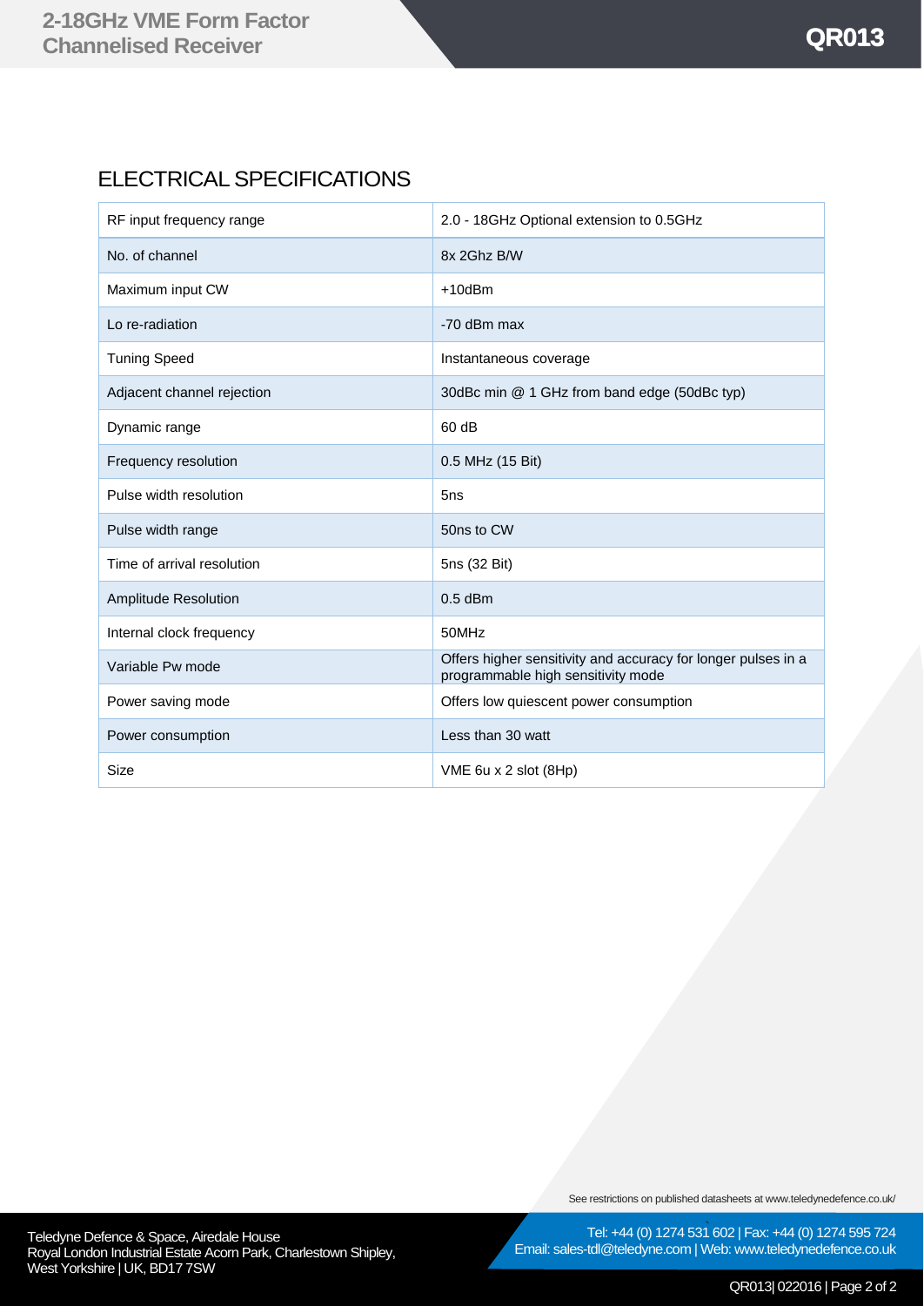## ELECTRICAL SPECIFICATIONS

| | |
|---|---|
| RF input frequency range | 2.0 - 18GHz Optional extension to 0.5GHz |
| No. of channel | 8x 2Ghz B/W |
| Maximum input CW | +10dBm |
| Lo re-radiation | -70 dBm max |
| Tuning Speed | Instantaneous coverage |
| Adjacent channel rejection | 30dBc min @ 1 GHz from band edge (50dBc typ) |
| Dynamic range | 60 dB |
| Frequency resolution | 0.5 MHz (15 Bit) |
| Pulse width resolution | 5ns |
| Pulse width range | 50ns to CW |
| Time of arrival resolution | 5ns (32 Bit) |
| Amplitude Resolution | 0.5 dBm |
| Internal clock frequency | 50MHz |
| Variable Pw mode | Offers higher sensitivity and accuracy for longer pulses in a programmable high sensitivity mode |
| Power saving mode | Offers low quiescent power consumption |
| Power consumption | Less than 30 watt |
| Size | VME 6u x 2 slot (8Hp) |

See restrictions on published datasheets at www.teledynedefence.co.uk/

Teledyne Defence & Space, Airedale House
Royal London Industrial Estate Acorn Park, Charlestown Shipley,
West Yorkshire | UK, BD17 7SW

Tel: +44 (0) 1274 531 602 | Fax: +44 (0) 1274 595 724
Email: sales-tdl@teledyne.com | Web: www.teledynedefence.co.uk